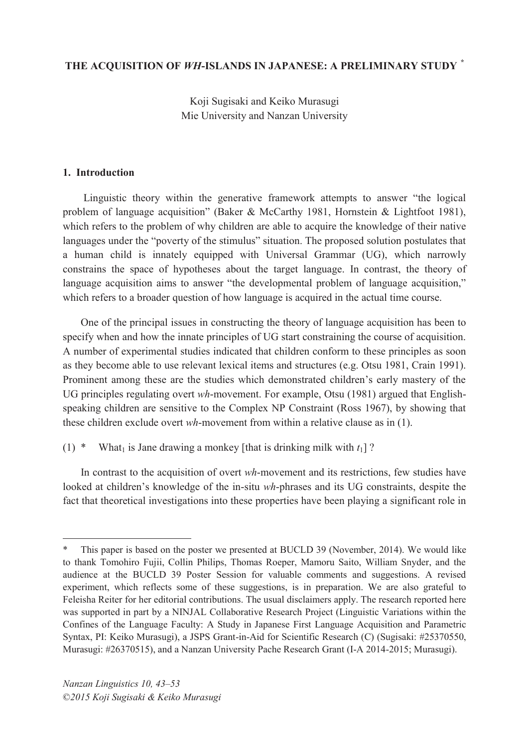# THE ACQUISITION OF *WH*-ISLANDS IN JAPANESE: A PRELIMINARY STUDY [*]

Koji Sugisaki and Keiko Murasugi
Mie University and Nanzan University

## 1. Introduction

Linguistic theory within the generative framework attempts to answer "the logical problem of language acquisition" (Baker & McCarthy 1981, Hornstein & Lightfoot 1981), which refers to the problem of why children are able to acquire the knowledge of their native languages under the "poverty of the stimulus" situation. The proposed solution postulates that a human child is innately equipped with Universal Grammar (UG), which narrowly constrains the space of hypotheses about the target language. In contrast, the theory of language acquisition aims to answer "the developmental problem of language acquisition," which refers to a broader question of how language is acquired in the actual time course.

One of the principal issues in constructing the theory of language acquisition has been to specify when and how the innate principles of UG start constraining the course of acquisition. A number of experimental studies indicated that children conform to these principles as soon as they become able to use relevant lexical items and structures (e.g. Otsu 1981, Crain 1991). Prominent among these are the studies which demonstrated children's early mastery of the UG principles regulating overt *wh*-movement. For example, Otsu (1981) argued that English-speaking children are sensitive to the Complex NP Constraint (Ross 1967), by showing that these children exclude overt *wh*-movement from within a relative clause as in (1).

(1) \* What$_1$ is Jane drawing a monkey [that is drinking milk with $t_1$] ?

In contrast to the acquisition of overt *wh*-movement and its restrictions, few studies have looked at children's knowledge of the in-situ *wh*-phrases and its UG constraints, despite the fact that theoretical investigations into these properties have been playing a significant role in

---

\* This paper is based on the poster we presented at BUCLD 39 (November, 2014). We would like to thank Tomohiro Fujii, Collin Philips, Thomas Roeper, Mamoru Saito, William Snyder, and the audience at the BUCLD 39 Poster Session for valuable comments and suggestions. A revised experiment, which reflects some of these suggestions, is in preparation. We are also grateful to Feleisha Reiter for her editorial contributions. The usual disclaimers apply. The research reported here was supported in part by a NINJAL Collaborative Research Project (Linguistic Variations within the Confines of the Language Faculty: A Study in Japanese First Language Acquisition and Parametric Syntax, PI: Keiko Murasugi), a JSPS Grant-in-Aid for Scientific Research (C) (Sugisaki: #25370550, Murasugi: #26370515), and a Nanzan University Pache Research Grant (I-A 2014-2015; Murasugi).

*Nanzan Linguistics 10, 43–53*
*©2015 Koji Sugisaki & Keiko Murasugi*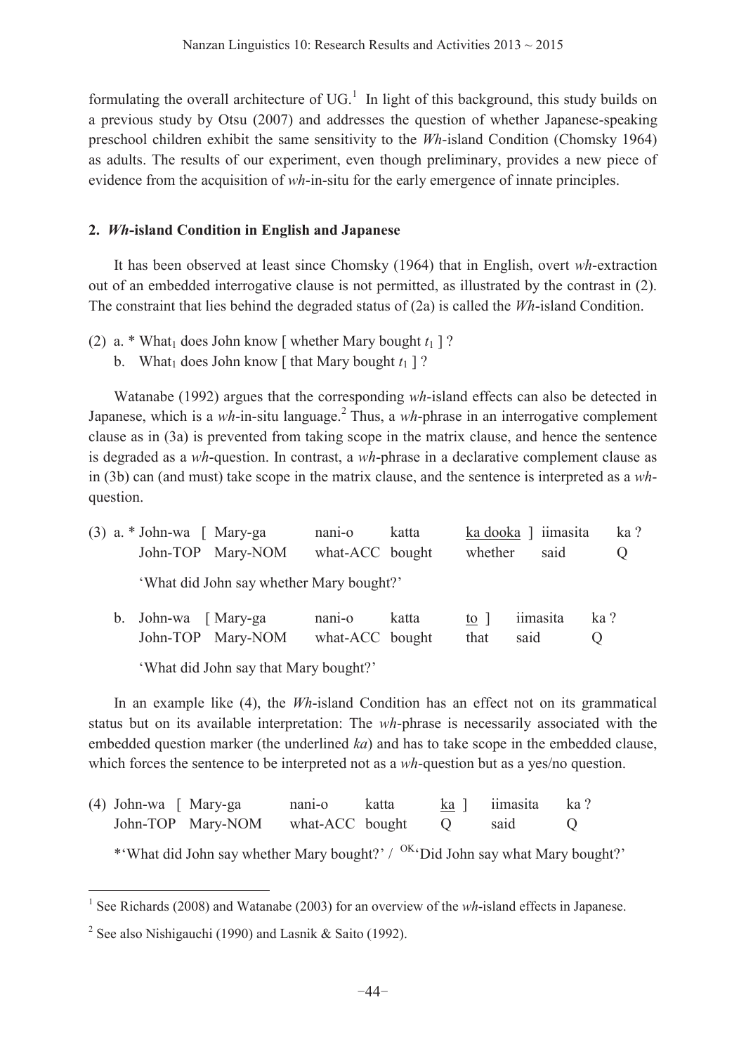formulating the overall architecture of UG.[1] In light of this background, this study builds on a previous study by Otsu (2007) and addresses the question of whether Japanese-speaking preschool children exhibit the same sensitivity to the *Wh*-island Condition (Chomsky 1964) as adults. The results of our experiment, even though preliminary, provides a new piece of evidence from the acquisition of *wh*-in-situ for the early emergence of innate principles.

## 2. *Wh*-island Condition in English and Japanese

It has been observed at least since Chomsky (1964) that in English, overt *wh*-extraction out of an embedded interrogative clause is not permitted, as illustrated by the contrast in (2). The constraint that lies behind the degraded status of (2a) is called the *Wh*-island Condition.

(2) a. * What$_1$ does John know [ whether Mary bought $t_1$ ] ?
    b. What$_1$ does John know [ that Mary bought $t_1$ ] ?

Watanabe (1992) argues that the corresponding *wh*-island effects can also be detected in Japanese, which is a *wh*-in-situ language.[2] Thus, a *wh*-phrase in an interrogative complement clause as in (3a) is prevented from taking scope in the matrix clause, and hence the sentence is degraded as a *wh*-question. In contrast, a *wh*-phrase in a declarative complement clause as in (3b) can (and must) take scope in the matrix clause, and the sentence is interpreted as a *wh*-question.

(3) a. * John-wa [ Mary-ga nani-o katta <u>ka dooka</u> ] iimasita ka ?
    John-TOP Mary-NOM what-ACC bought whether said Q

    'What did John say whether Mary bought?'

    b. John-wa [ Mary-ga nani-o katta <u>to</u> ] iimasita ka ?
    John-TOP Mary-NOM what-ACC bought that said Q

    'What did John say that Mary bought?'

In an example like (4), the *Wh*-island Condition has an effect not on its grammatical status but on its available interpretation: The *wh*-phrase is necessarily associated with the embedded question marker (the underlined *ka*) and has to take scope in the embedded clause, which forces the sentence to be interpreted not as a *wh*-question but as a yes/no question.

(4) John-wa [ Mary-ga nani-o katta <u>ka</u> ] iimasita ka ?
    John-TOP Mary-NOM what-ACC bought Q said Q

    *'What did John say whether Mary bought?' / $^{OK}$'Did John say what Mary bought?'

---

[1] See Richards (2008) and Watanabe (2003) for an overview of the *wh*-island effects in Japanese.

[2] See also Nishigauchi (1990) and Lasnik & Saito (1992).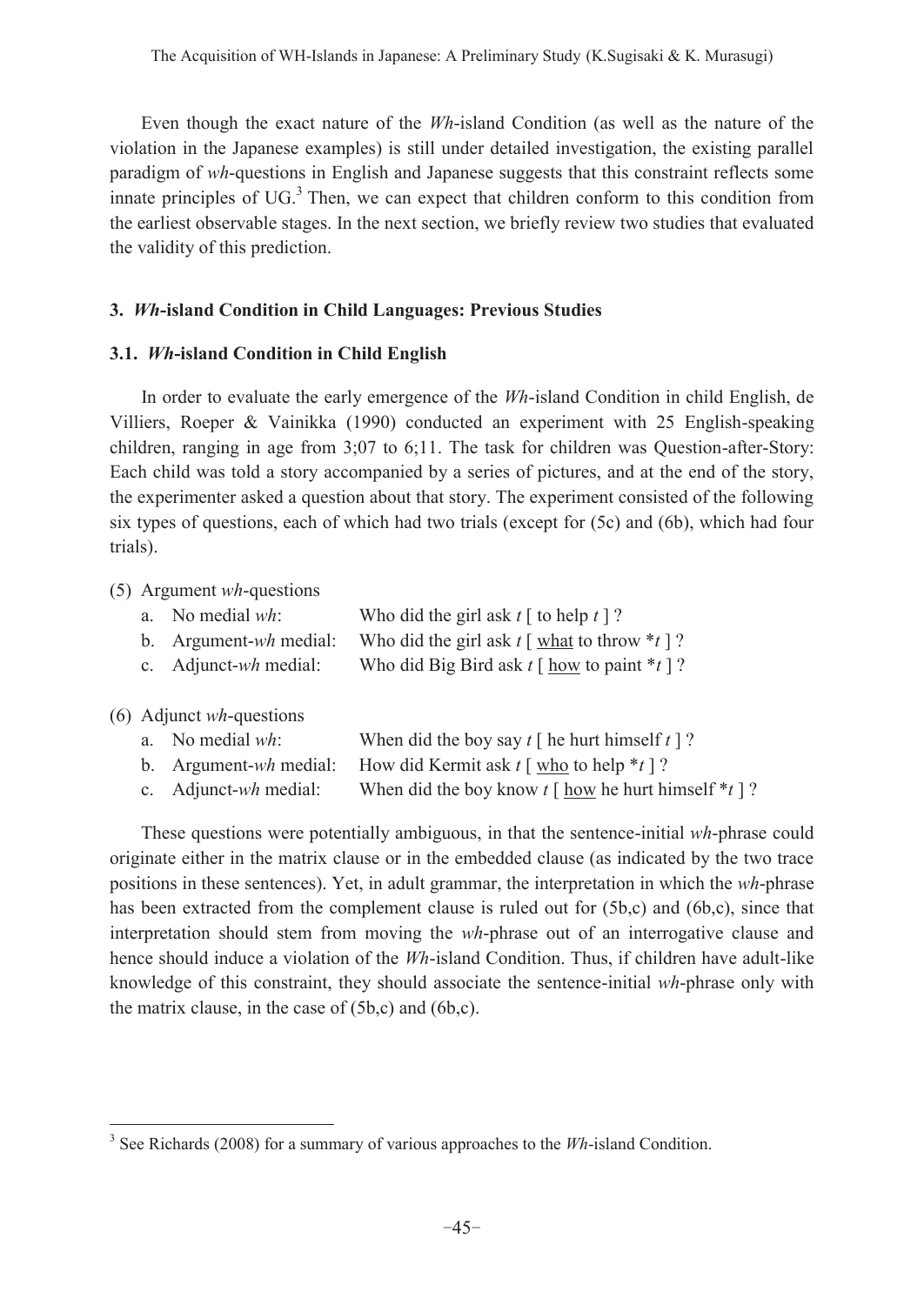Even though the exact nature of the *Wh*-island Condition (as well as the nature of the violation in the Japanese examples) is still under detailed investigation, the existing parallel paradigm of *wh*-questions in English and Japanese suggests that this constraint reflects some innate principles of UG.[3] Then, we can expect that children conform to this condition from the earliest observable stages. In the next section, we briefly review two studies that evaluated the validity of this prediction.

### 3. *Wh*-island Condition in Child Languages: Previous Studies

#### 3.1. *Wh*-island Condition in Child English

In order to evaluate the early emergence of the *Wh*-island Condition in child English, de Villiers, Roeper & Vainikka (1990) conducted an experiment with 25 English-speaking children, ranging in age from 3;07 to 6;11. The task for children was Question-after-Story: Each child was told a story accompanied by a series of pictures, and at the end of the story, the experimenter asked a question about that story. The experiment consisted of the following six types of questions, each of which had two trials (except for (5c) and (6b), which had four trials).

(5) Argument *wh*-questions

- a. No medial *wh*: Who did the girl ask *t* [ to help *t* ] ?
- b. Argument-*wh* medial: Who did the girl ask *t* [ <u>what</u> to throw \**t* ] ?
- c. Adjunct-*wh* medial: Who did Big Bird ask *t* [ <u>how</u> to paint \**t* ] ?

(6) Adjunct *wh*-questions

- a. No medial *wh*: When did the boy say *t* [ he hurt himself *t* ] ?
- b. Argument-*wh* medial: How did Kermit ask *t* [ <u>who</u> to help \**t* ] ?
- c. Adjunct-*wh* medial: When did the boy know *t* [ <u>how</u> he hurt himself \**t* ] ?

These questions were potentially ambiguous, in that the sentence-initial *wh*-phrase could originate either in the matrix clause or in the embedded clause (as indicated by the two trace positions in these sentences). Yet, in adult grammar, the interpretation in which the *wh*-phrase has been extracted from the complement clause is ruled out for (5b,c) and (6b,c), since that interpretation should stem from moving the *wh*-phrase out of an interrogative clause and hence should induce a violation of the *Wh*-island Condition. Thus, if children have adult-like knowledge of this constraint, they should associate the sentence-initial *wh*-phrase only with the matrix clause, in the case of (5b,c) and (6b,c).

---

[3] See Richards (2008) for a summary of various approaches to the *Wh*-island Condition.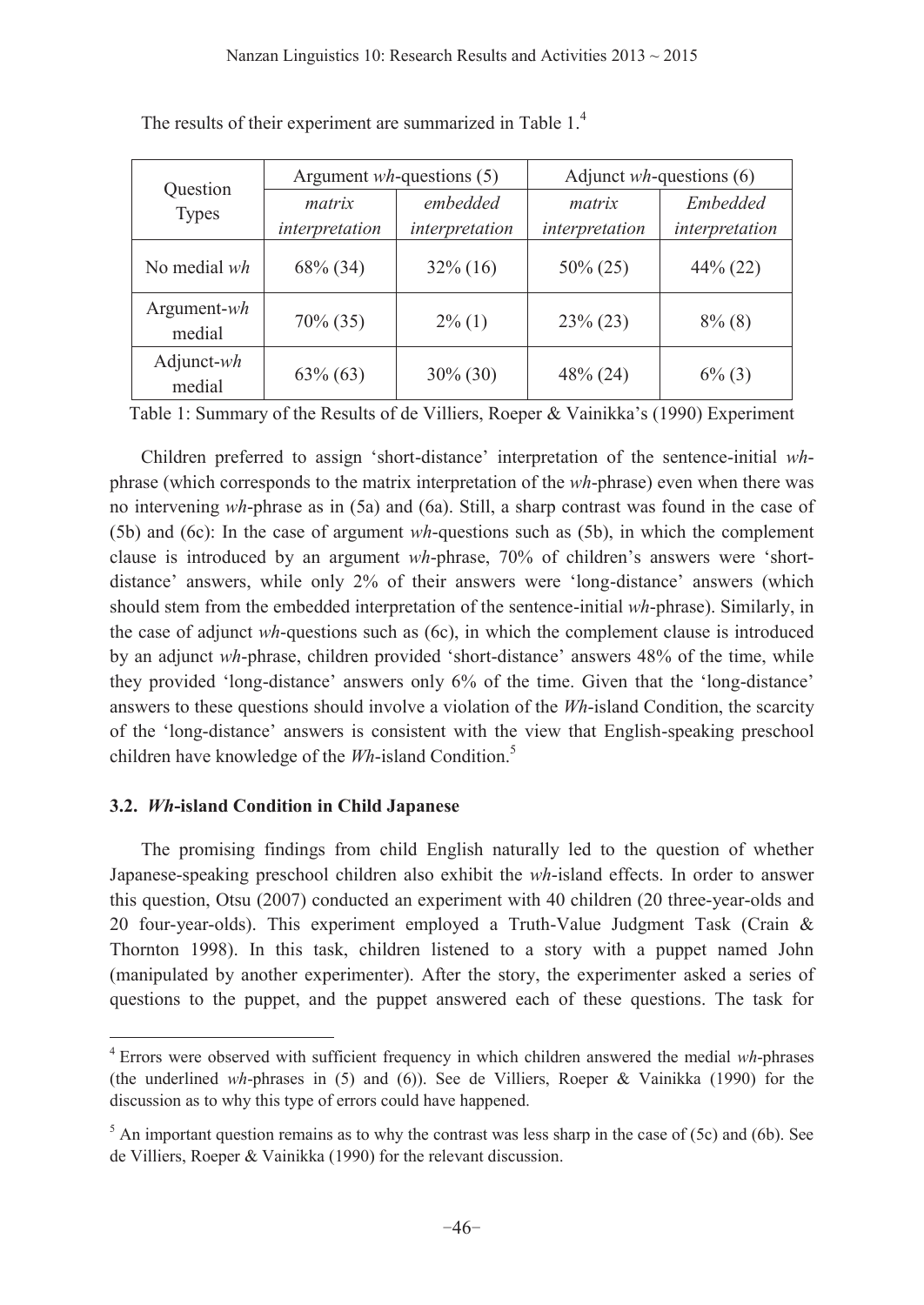The results of their experiment are summarized in Table 1.[4]

| Question Types | Argument *wh*-questions (5) | | Adjunct *wh*-questions (6) | |
|---|---|---|---|---|
| | *matrix interpretation* | *embedded interpretation* | *matrix interpretation* | *Embedded interpretation* |
| No medial *wh* | 68% (34) | 32% (16) | 50% (25) | 44% (22) |
| Argument-*wh* medial | 70% (35) | 2% (1) | 23% (23) | 8% (8) |
| Adjunct-*wh* medial | 63% (63) | 30% (30) | 48% (24) | 6% (3) |

Table 1: Summary of the Results of de Villiers, Roeper & Vainikka's (1990) Experiment

Children preferred to assign 'short-distance' interpretation of the sentence-initial *wh*-phrase (which corresponds to the matrix interpretation of the *wh*-phrase) even when there was no intervening *wh*-phrase as in (5a) and (6a). Still, a sharp contrast was found in the case of (5b) and (6c): In the case of argument *wh*-questions such as (5b), in which the complement clause is introduced by an argument *wh*-phrase, 70% of children's answers were 'short-distance' answers, while only 2% of their answers were 'long-distance' answers (which should stem from the embedded interpretation of the sentence-initial *wh*-phrase). Similarly, in the case of adjunct *wh*-questions such as (6c), in which the complement clause is introduced by an adjunct *wh*-phrase, children provided 'short-distance' answers 48% of the time, while they provided 'long-distance' answers only 6% of the time. Given that the 'long-distance' answers to these questions should involve a violation of the *Wh*-island Condition, the scarcity of the 'long-distance' answers is consistent with the view that English-speaking preschool children have knowledge of the *Wh*-island Condition.[5]

### 3.2. *Wh*-island Condition in Child Japanese

The promising findings from child English naturally led to the question of whether Japanese-speaking preschool children also exhibit the *wh*-island effects. In order to answer this question, Otsu (2007) conducted an experiment with 40 children (20 three-year-olds and 20 four-year-olds). This experiment employed a Truth-Value Judgment Task (Crain & Thornton 1998). In this task, children listened to a story with a puppet named John (manipulated by another experimenter). After the story, the experimenter asked a series of questions to the puppet, and the puppet answered each of these questions. The task for

---

[4] Errors were observed with sufficient frequency in which children answered the medial *wh*-phrases (the underlined *wh*-phrases in (5) and (6)). See de Villiers, Roeper & Vainikka (1990) for the discussion as to why this type of errors could have happened.

[5] An important question remains as to why the contrast was less sharp in the case of (5c) and (6b). See de Villiers, Roeper & Vainikka (1990) for the relevant discussion.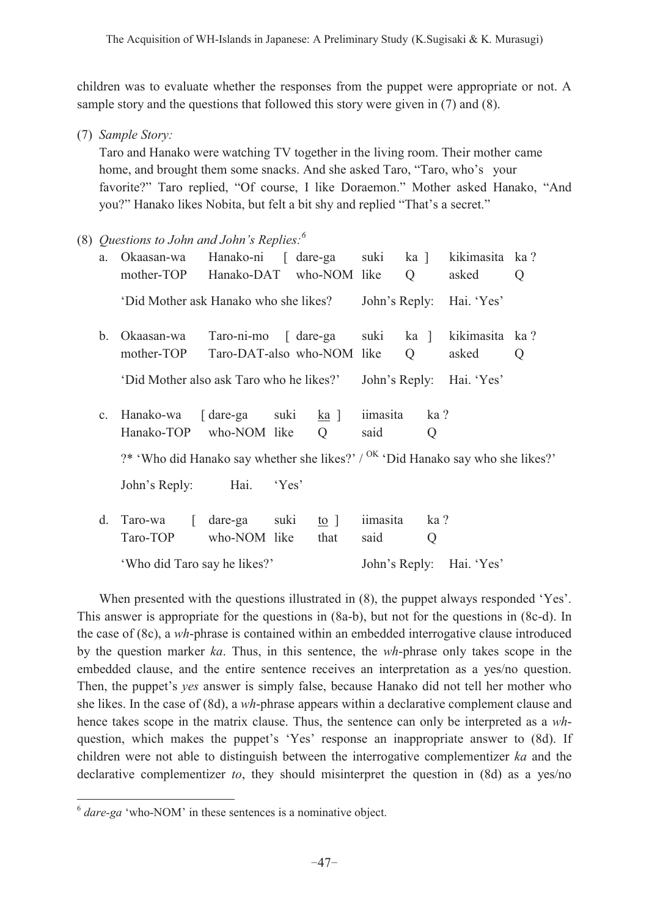children was to evaluate whether the responses from the puppet were appropriate or not. A sample story and the questions that followed this story were given in (7) and (8).

(7) *Sample Story:*

Taro and Hanako were watching TV together in the living room. Their mother came home, and brought them some snacks. And she asked Taro, "Taro, who's your favorite?" Taro replied, "Of course, I like Doraemon." Mother asked Hanako, "And you?" Hanako likes Nobita, but felt a bit shy and replied "That's a secret."

(8) *Questions to John and John's Replies:*[6]

a. Okaasan-wa Hanako-ni [ dare-ga suki ka ] kikimasita ka ?
mother-TOP Hanako-DAT who-NOM like Q asked Q

'Did Mother ask Hanako who she likes? John's Reply: Hai. 'Yes'

b. Okaasan-wa Taro-ni-mo [ dare-ga suki ka ] kikimasita ka ?
mother-TOP Taro-DAT-also who-NOM like Q asked Q

'Did Mother also ask Taro who he likes?' John's Reply: Hai. 'Yes'

c. Hanako-wa [ dare-ga suki <u>ka</u> ] iimasita ka ?
Hanako-TOP who-NOM like Q said Q

?* 'Who did Hanako say whether she likes?' / [OK] 'Did Hanako say who she likes?'

John's Reply: Hai. 'Yes'

d. Taro-wa [ dare-ga suki <u>to</u> ] iimasita ka ?
Taro-TOP who-NOM like that said Q

'Who did Taro say he likes?' John's Reply: Hai. 'Yes'

When presented with the questions illustrated in (8), the puppet always responded 'Yes'. This answer is appropriate for the questions in (8a-b), but not for the questions in (8c-d). In the case of (8c), a *wh*-phrase is contained within an embedded interrogative clause introduced by the question marker *ka*. Thus, in this sentence, the *wh*-phrase only takes scope in the embedded clause, and the entire sentence receives an interpretation as a yes/no question. Then, the puppet's *yes* answer is simply false, because Hanako did not tell her mother who she likes. In the case of (8d), a *wh*-phrase appears within a declarative complement clause and hence takes scope in the matrix clause. Thus, the sentence can only be interpreted as a *wh*-question, which makes the puppet's 'Yes' response an inappropriate answer to (8d). If children were not able to distinguish between the interrogative complementizer *ka* and the declarative complementizer *to*, they should misinterpret the question in (8d) as a yes/no

---

[6] *dare-ga* 'who-NOM' in these sentences is a nominative object.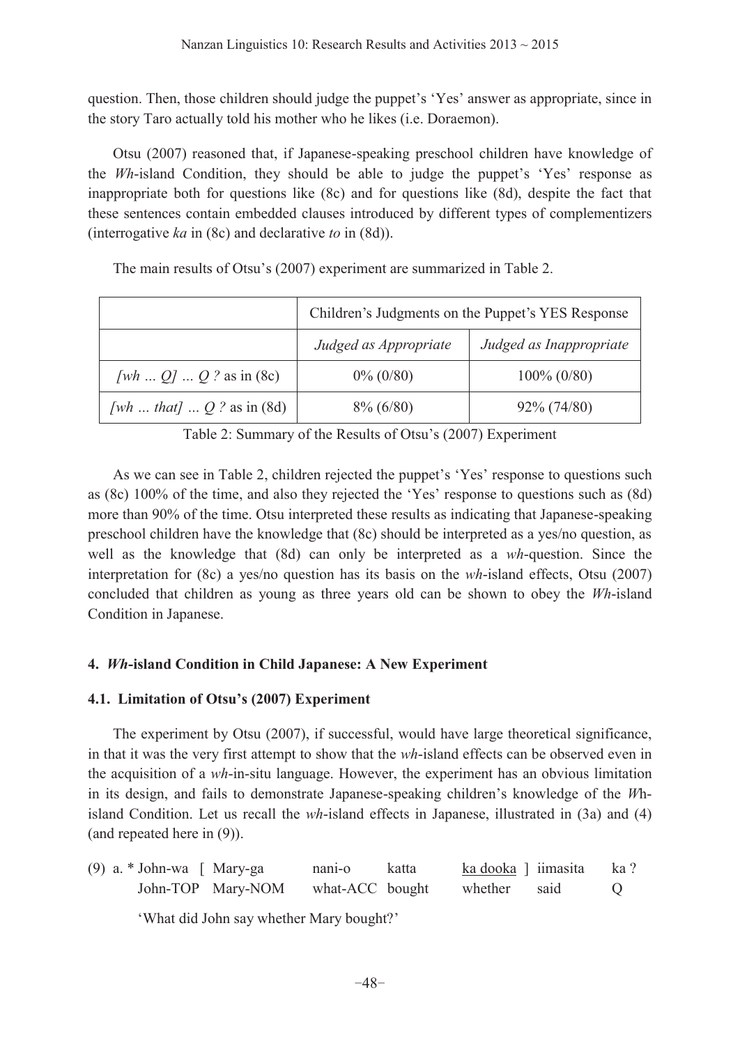question. Then, those children should judge the puppet's 'Yes' answer as appropriate, since in the story Taro actually told his mother who he likes (i.e. Doraemon).

Otsu (2007) reasoned that, if Japanese-speaking preschool children have knowledge of the *Wh*-island Condition, they should be able to judge the puppet's 'Yes' response as inappropriate both for questions like (8c) and for questions like (8d), despite the fact that these sentences contain embedded clauses introduced by different types of complementizers (interrogative *ka* in (8c) and declarative *to* in (8d)).

The main results of Otsu's (2007) experiment are summarized in Table 2.

| | Children's Judgments on the Puppet's YES Response | |
|---|---|---|
| | *Judged as Appropriate* | *Judged as Inappropriate* |
| *[wh ... Q] ... Q ?* as in (8c) | 0% (0/80) | 100% (0/80) |
| *[wh ... that] ... Q ?* as in (8d) | 8% (6/80) | 92% (74/80) |

Table 2: Summary of the Results of Otsu's (2007) Experiment

As we can see in Table 2, children rejected the puppet's 'Yes' response to questions such as (8c) 100% of the time, and also they rejected the 'Yes' response to questions such as (8d) more than 90% of the time. Otsu interpreted these results as indicating that Japanese-speaking preschool children have the knowledge that (8c) should be interpreted as a yes/no question, as well as the knowledge that (8d) can only be interpreted as a *wh*-question. Since the interpretation for (8c) a yes/no question has its basis on the *wh*-island effects, Otsu (2007) concluded that children as young as three years old can be shown to obey the *Wh*-island Condition in Japanese.

## 4. *Wh*-island Condition in Child Japanese: A New Experiment

### 4.1. Limitation of Otsu's (2007) Experiment

The experiment by Otsu (2007), if successful, would have large theoretical significance, in that it was the very first attempt to show that the *wh*-island effects can be observed even in the acquisition of a *wh*-in-situ language. However, the experiment has an obvious limitation in its design, and fails to demonstrate Japanese-speaking children's knowledge of the *Wh*-island Condition. Let us recall the *wh*-island effects in Japanese, illustrated in (3a) and (4) (and repeated here in (9)).

(9) a. * John-wa [ Mary-ga nani-o katta <u>ka dooka</u> ] iimasita ka ?
John-TOP Mary-NOM what-ACC bought whether said Q

'What did John say whether Mary bought?'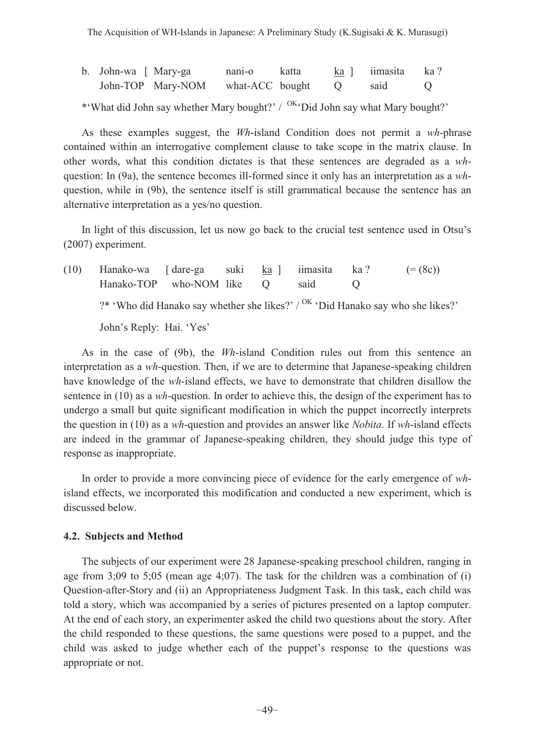b. John-wa [ Mary-ga nani-o katta <u>ka</u> ] iimasita ka ?
   John-TOP Mary-NOM what-ACC bought Q said Q

*'What did John say whether Mary bought?' / $^{OK}$'Did John say what Mary bought?'

As these examples suggest, the *Wh*-island Condition does not permit a *wh*-phrase contained within an interrogative complement clause to take scope in the matrix clause. In other words, what this condition dictates is that these sentences are degraded as a *wh*-question: In (9a), the sentence becomes ill-formed since it only has an interpretation as a *wh*-question, while in (9b), the sentence itself is still grammatical because the sentence has an alternative interpretation as a yes/no question.

In light of this discussion, let us now go back to the crucial test sentence used in Otsu's (2007) experiment.

(10) Hanako-wa [ dare-ga suki <u>ka</u> ] iimasita ka ? (= (8c))
     Hanako-TOP who-NOM like Q said Q

?* 'Who did Hanako say whether she likes?' / $^{OK}$ 'Did Hanako say who she likes?'

John's Reply: Hai. 'Yes'

As in the case of (9b), the *Wh*-island Condition rules out from this sentence an interpretation as a *wh*-question. Then, if we are to determine that Japanese-speaking children have knowledge of the *wh*-island effects, we have to demonstrate that children disallow the sentence in (10) as a *wh*-question. In order to achieve this, the design of the experiment has to undergo a small but quite significant modification in which the puppet incorrectly interprets the question in (10) as a *wh*-question and provides an answer like *Nobita*. If *wh*-island effects are indeed in the grammar of Japanese-speaking children, they should judge this type of response as inappropriate.

In order to provide a more convincing piece of evidence for the early emergence of *wh*-island effects, we incorporated this modification and conducted a new experiment, which is discussed below.

### 4.2. Subjects and Method

The subjects of our experiment were 28 Japanese-speaking preschool children, ranging in age from 3;09 to 5;05 (mean age 4;07). The task for the children was a combination of (i) Question-after-Story and (ii) an Appropriateness Judgment Task. In this task, each child was told a story, which was accompanied by a series of pictures presented on a laptop computer. At the end of each story, an experimenter asked the child two questions about the story. After the child responded to these questions, the same questions were posed to a puppet, and the child was asked to judge whether each of the puppet's response to the questions was appropriate or not.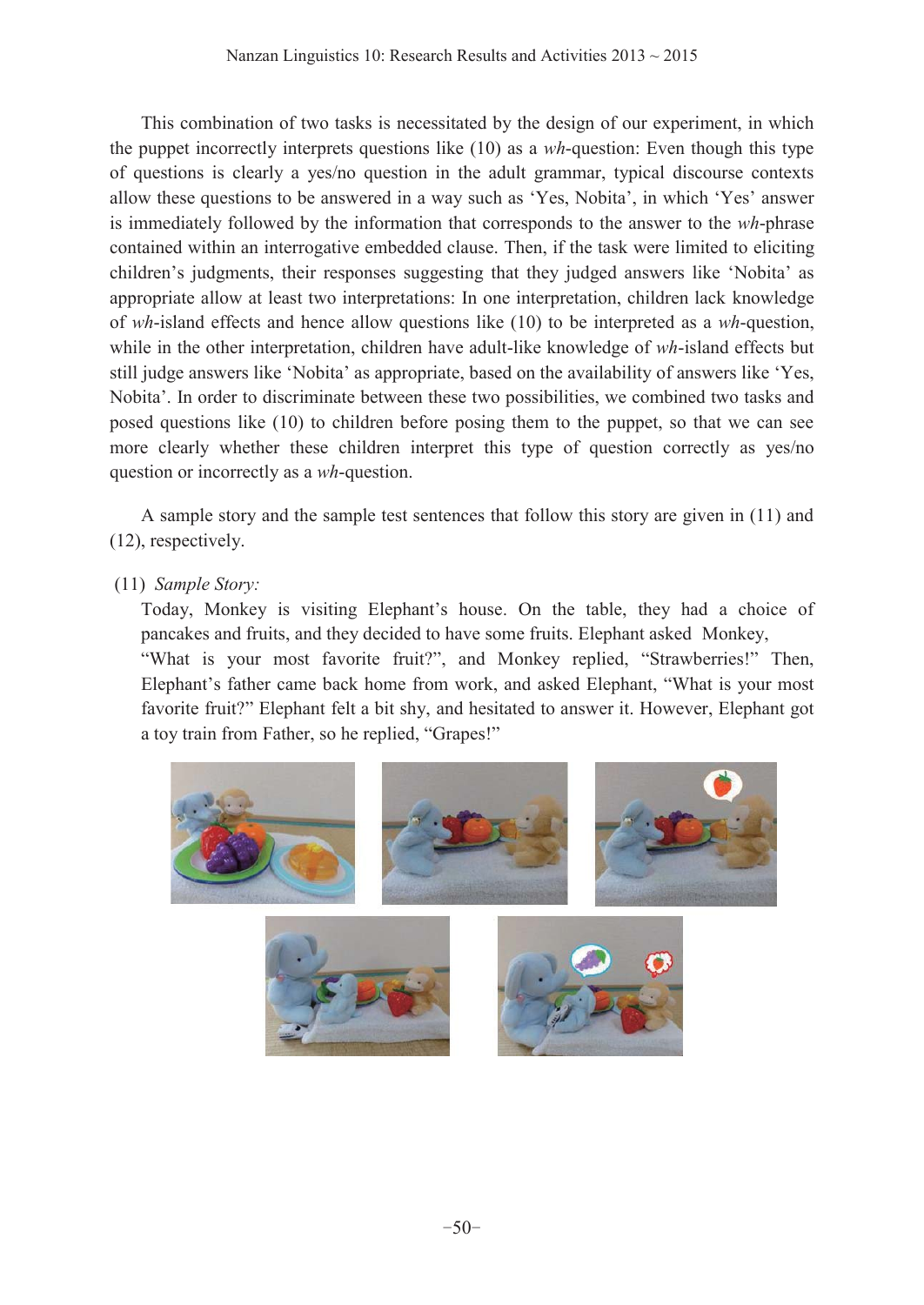This combination of two tasks is necessitated by the design of our experiment, in which the puppet incorrectly interprets questions like (10) as a *wh*-question: Even though this type of questions is clearly a yes/no question in the adult grammar, typical discourse contexts allow these questions to be answered in a way such as 'Yes, Nobita', in which 'Yes' answer is immediately followed by the information that corresponds to the answer to the *wh*-phrase contained within an interrogative embedded clause. Then, if the task were limited to eliciting children's judgments, their responses suggesting that they judged answers like 'Nobita' as appropriate allow at least two interpretations: In one interpretation, children lack knowledge of *wh*-island effects and hence allow questions like (10) to be interpreted as a *wh*-question, while in the other interpretation, children have adult-like knowledge of *wh*-island effects but still judge answers like 'Nobita' as appropriate, based on the availability of answers like 'Yes, Nobita'. In order to discriminate between these two possibilities, we combined two tasks and posed questions like (10) to children before posing them to the puppet, so that we can see more clearly whether these children interpret this type of question correctly as yes/no question or incorrectly as a *wh*-question.

A sample story and the sample test sentences that follow this story are given in (11) and (12), respectively.

(11) *Sample Story:*

Today, Monkey is visiting Elephant's house. On the table, they had a choice of pancakes and fruits, and they decided to have some fruits. Elephant asked Monkey, "What is your most favorite fruit?", and Monkey replied, "Strawberries!" Then, Elephant's father came back home from work, and asked Elephant, "What is your most favorite fruit?" Elephant felt a bit shy, and hesitated to answer it. However, Elephant got a toy train from Father, so he replied, "Grapes!"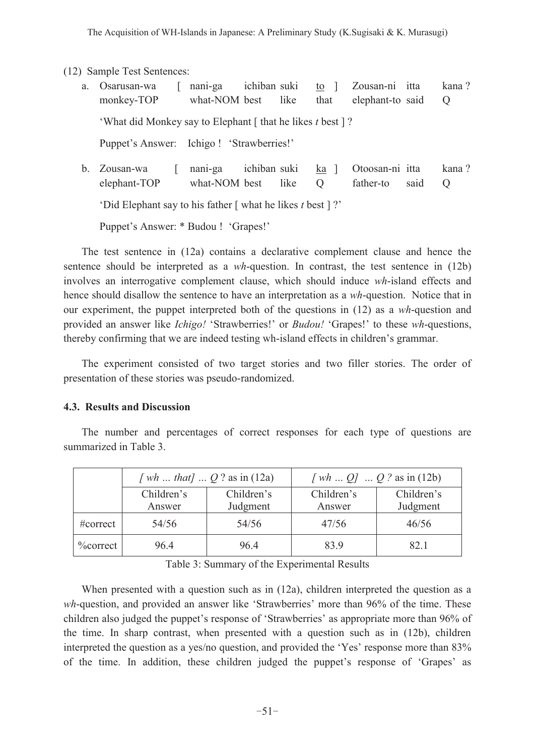(12) Sample Test Sentences:

a. Osarusan-wa [ nani-ga ichiban suki <u>to</u> ] Zousan-ni itta kana ?
   monkey-TOP what-NOM best like that elephant-to said Q

   'What did Monkey say to Elephant [ that he likes *t* best ] ?

   Puppet's Answer: Ichigo ! 'Strawberries!'

b. Zousan-wa [ nani-ga ichiban suki <u>ka</u> ] Otoosan-ni itta kana ?
   elephant-TOP what-NOM best like Q father-to said Q

   'Did Elephant say to his father [ what he likes *t* best ] ?'

   Puppet's Answer: * Budou ! 'Grapes!'

The test sentence in (12a) contains a declarative complement clause and hence the sentence should be interpreted as a *wh*-question. In contrast, the test sentence in (12b) involves an interrogative complement clause, which should induce *wh*-island effects and hence should disallow the sentence to have an interpretation as a *wh*-question. Notice that in our experiment, the puppet interpreted both of the questions in (12) as a *wh*-question and provided an answer like *Ichigo!* 'Strawberries!' or *Budou!* 'Grapes!' to these *wh*-questions, thereby confirming that we are indeed testing wh-island effects in children's grammar.

The experiment consisted of two target stories and two filler stories. The order of presentation of these stories was pseudo-randomized.

### 4.3. Results and Discussion

The number and percentages of correct responses for each type of questions are summarized in Table 3.

| | *[ wh ... that] ... Q* ? as in (12a) | | *[ wh ... Q] ... Q ?* as in (12b) | |
|---|---|---|---|---|
| | Children's Answer | Children's Judgment | Children's Answer | Children's Judgment |
| #correct | 54/56 | 54/56 | 47/56 | 46/56 |
| %correct | 96.4 | 96.4 | 83.9 | 82.1 |

Table 3: Summary of the Experimental Results

When presented with a question such as in (12a), children interpreted the question as a *wh*-question, and provided an answer like 'Strawberries' more than 96% of the time. These children also judged the puppet's response of 'Strawberries' as appropriate more than 96% of the time. In sharp contrast, when presented with a question such as in (12b), children interpreted the question as a yes/no question, and provided the 'Yes' response more than 83% of the time. In addition, these children judged the puppet's response of 'Grapes' as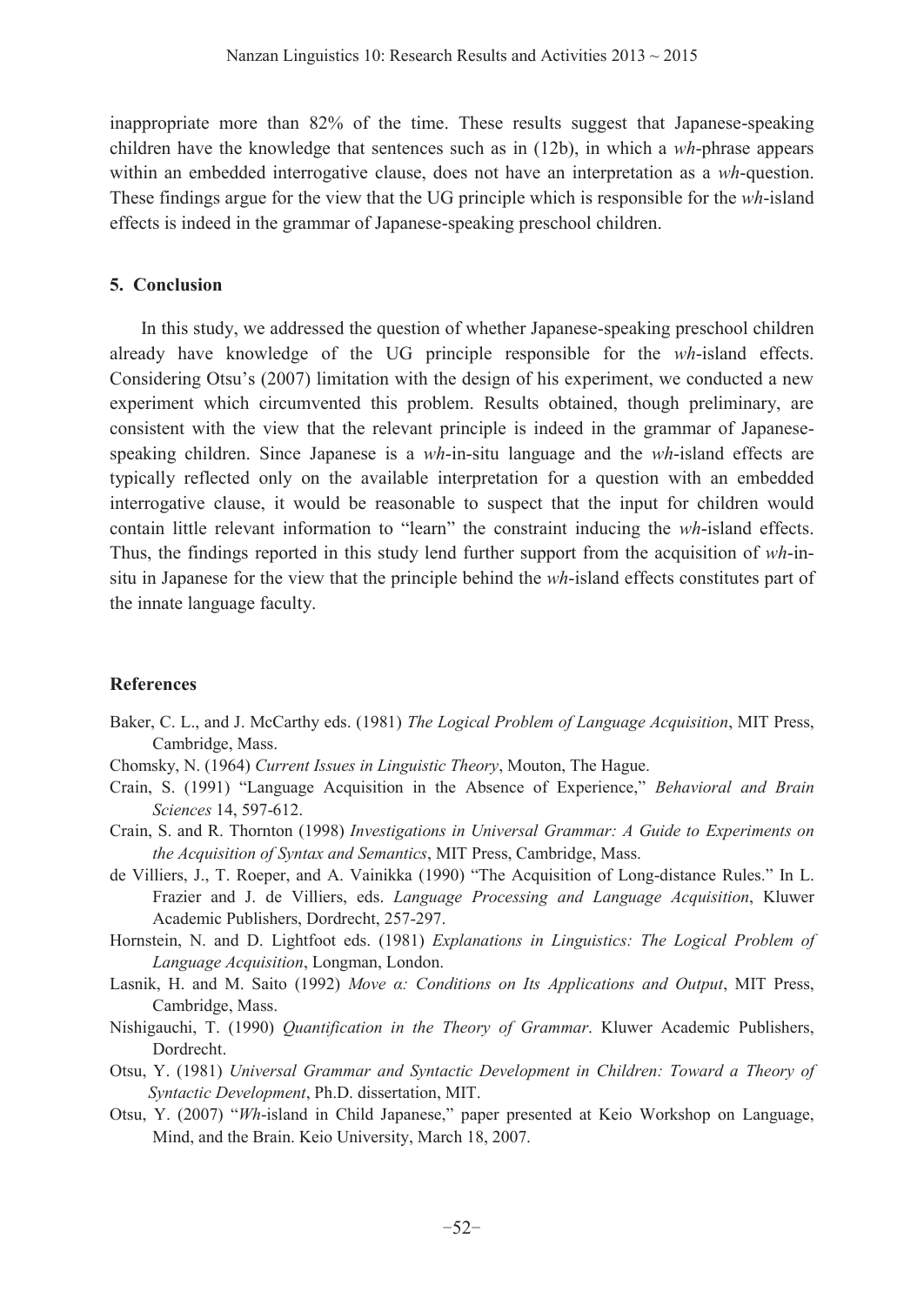inappropriate more than 82% of the time. These results suggest that Japanese-speaking children have the knowledge that sentences such as in (12b), in which a *wh*-phrase appears within an embedded interrogative clause, does not have an interpretation as a *wh*-question. These findings argue for the view that the UG principle which is responsible for the *wh*-island effects is indeed in the grammar of Japanese-speaking preschool children.

## 5. Conclusion

In this study, we addressed the question of whether Japanese-speaking preschool children already have knowledge of the UG principle responsible for the *wh*-island effects. Considering Otsu's (2007) limitation with the design of his experiment, we conducted a new experiment which circumvented this problem. Results obtained, though preliminary, are consistent with the view that the relevant principle is indeed in the grammar of Japanese-speaking children. Since Japanese is a *wh*-in-situ language and the *wh*-island effects are typically reflected only on the available interpretation for a question with an embedded interrogative clause, it would be reasonable to suspect that the input for children would contain little relevant information to "learn" the constraint inducing the *wh*-island effects. Thus, the findings reported in this study lend further support from the acquisition of *wh*-in-situ in Japanese for the view that the principle behind the *wh*-island effects constitutes part of the innate language faculty.

## References

Baker, C. L., and J. McCarthy eds. (1981) *The Logical Problem of Language Acquisition*, MIT Press, Cambridge, Mass.

Chomsky, N. (1964) *Current Issues in Linguistic Theory*, Mouton, The Hague.

Crain, S. (1991) "Language Acquisition in the Absence of Experience," *Behavioral and Brain Sciences* 14, 597-612.

Crain, S. and R. Thornton (1998) *Investigations in Universal Grammar: A Guide to Experiments on the Acquisition of Syntax and Semantics*, MIT Press, Cambridge, Mass.

de Villiers, J., T. Roeper, and A. Vainikka (1990) "The Acquisition of Long-distance Rules." In L. Frazier and J. de Villiers, eds. *Language Processing and Language Acquisition*, Kluwer Academic Publishers, Dordrecht, 257-297.

Hornstein, N. and D. Lightfoot eds. (1981) *Explanations in Linguistics: The Logical Problem of Language Acquisition*, Longman, London.

Lasnik, H. and M. Saito (1992) *Move α: Conditions on Its Applications and Output*, MIT Press, Cambridge, Mass.

Nishigauchi, T. (1990) *Quantification in the Theory of Grammar*. Kluwer Academic Publishers, Dordrecht.

Otsu, Y. (1981) *Universal Grammar and Syntactic Development in Children: Toward a Theory of Syntactic Development*, Ph.D. dissertation, MIT.

Otsu, Y. (2007) "*Wh*-island in Child Japanese," paper presented at Keio Workshop on Language, Mind, and the Brain. Keio University, March 18, 2007.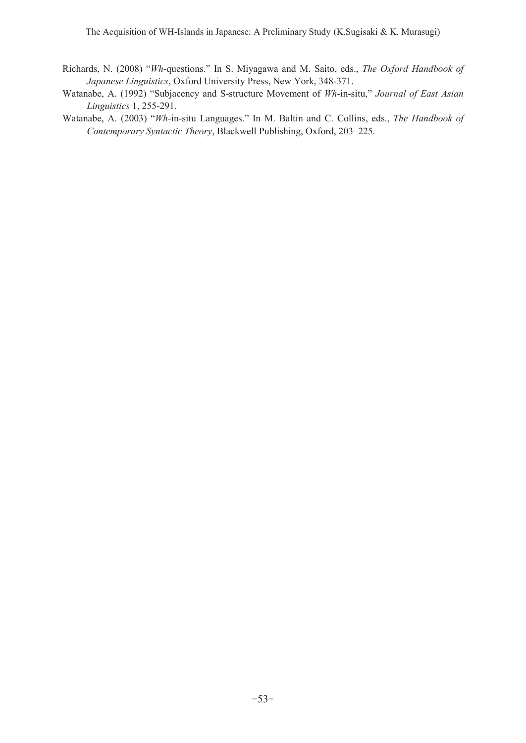Richards, N. (2008) "*Wh*-questions." In S. Miyagawa and M. Saito, eds., *The Oxford Handbook of Japanese Linguistics*, Oxford University Press, New York, 348-371.

Watanabe, A. (1992) "Subjacency and S-structure Movement of *Wh*-in-situ," *Journal of East Asian Linguistics* 1, 255-291.

Watanabe, A. (2003) "*Wh*-in-situ Languages." In M. Baltin and C. Collins, eds., *The Handbook of Contemporary Syntactic Theory*, Blackwell Publishing, Oxford, 203–225.